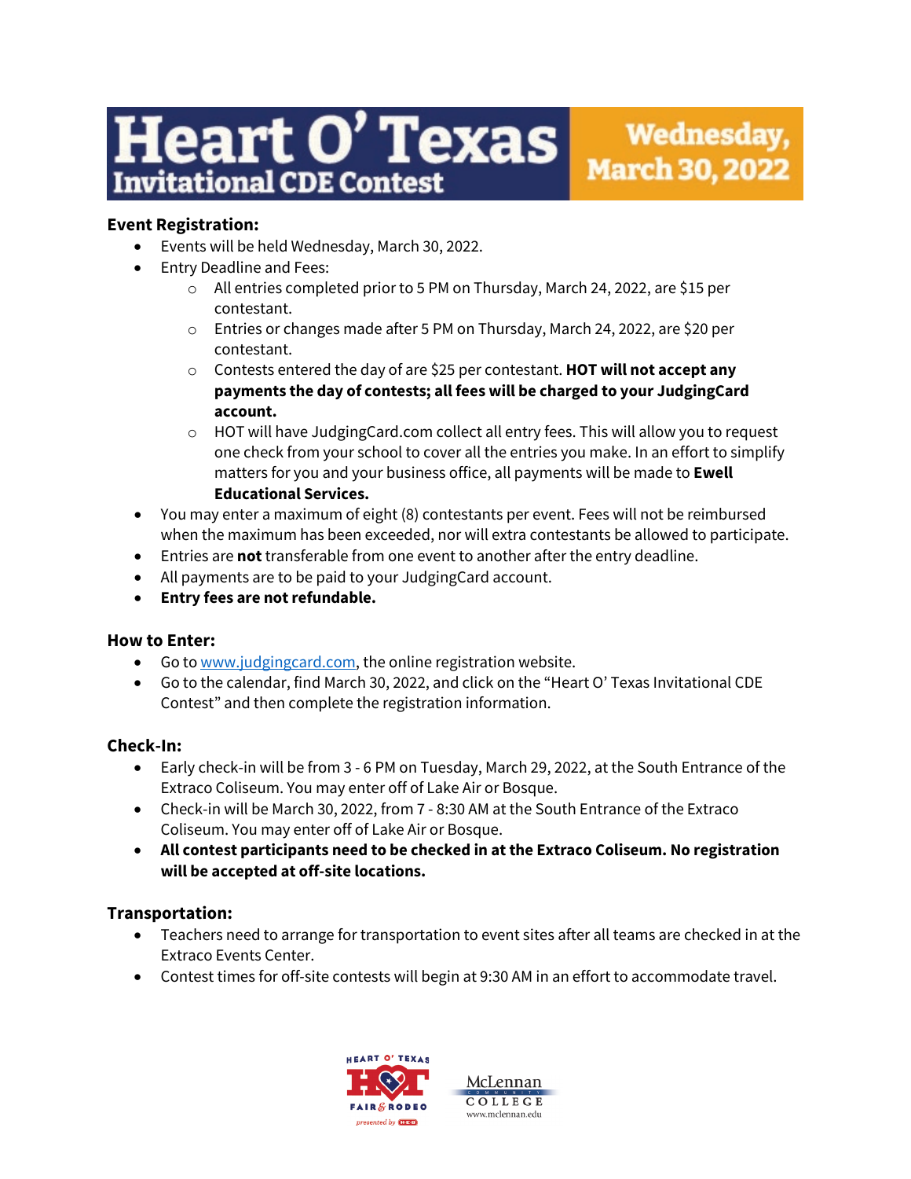# Heart O' Texas Invitational CDE Contest

**Wednesday, March 30, 2022**

### Event Registration:

- Events will be held Wednesday, March 30, 2022.
- Entry Deadline and Fees:
  - All entries completed prior to 5 PM on Thursday, March 24, 2022, are $15 per contestant.
  - Entries or changes made after 5 PM on Thursday, March 24, 2022, are $20 per contestant.
  - Contests entered the day of are $25 per contestant. **HOT will not accept any payments the day of contests; all fees will be charged to your JudgingCard account.**
  - HOT will have JudgingCard.com collect all entry fees. This will allow you to request one check from your school to cover all the entries you make. In an effort to simplify matters for you and your business office, all payments will be made to **Ewell Educational Services.**
- You may enter a maximum of eight (8) contestants per event. Fees will not be reimbursed when the maximum has been exceeded, nor will extra contestants be allowed to participate.
- Entries are **not** transferable from one event to another after the entry deadline.
- All payments are to be paid to your JudgingCard account.
- **Entry fees are not refundable.**

### How to Enter:

- Go to www.judgingcard.com, the online registration website.
- Go to the calendar, find March 30, 2022, and click on the "Heart O' Texas Invitational CDE Contest" and then complete the registration information.

### Check-In:

- Early check-in will be from 3 - 6 PM on Tuesday, March 29, 2022, at the South Entrance of the Extraco Coliseum. You may enter off of Lake Air or Bosque.
- Check-in will be March 30, 2022, from 7 - 8:30 AM at the South Entrance of the Extraco Coliseum. You may enter off of Lake Air or Bosque.
- **All contest participants need to be checked in at the Extraco Coliseum. No registration will be accepted at off-site locations.**

### Transportation:

- Teachers need to arrange for transportation to event sites after all teams are checked in at the Extraco Events Center.
- Contest times for off-site contests will begin at 9:30 AM in an effort to accommodate travel.

HEART O' TEXAS FAIR & RODEO presented by HEB

McLennan Community College www.mclennan.edu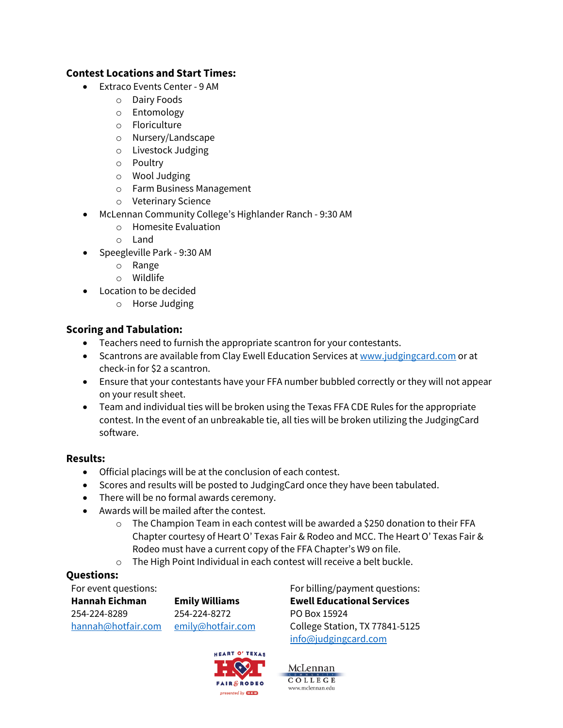### Contest Locations and Start Times:

- Extraco Events Center - 9 AM
  - Dairy Foods
  - Entomology
  - Floriculture
  - Nursery/Landscape
  - Livestock Judging
  - Poultry
  - Wool Judging
  - Farm Business Management
  - Veterinary Science
- McLennan Community College's Highlander Ranch - 9:30 AM
  - Homesite Evaluation
  - Land
- Speegleville Park - 9:30 AM
  - Range
  - Wildlife
- Location to be decided
  - Horse Judging

### Scoring and Tabulation:

- Teachers need to furnish the appropriate scantron for your contestants.
- Scantrons are available from Clay Ewell Education Services at www.judgingcard.com or at check-in for $2 a scantron.
- Ensure that your contestants have your FFA number bubbled correctly or they will not appear on your result sheet.
- Team and individual ties will be broken using the Texas FFA CDE Rules for the appropriate contest. In the event of an unbreakable tie, all ties will be broken utilizing the JudgingCard software.

### Results:

- Official placings will be at the conclusion of each contest.
- Scores and results will be posted to JudgingCard once they have been tabulated.
- There will be no formal awards ceremony.
- Awards will be mailed after the contest.
  - The Champion Team in each contest will be awarded a $250 donation to their FFA Chapter courtesy of Heart O' Texas Fair & Rodeo and MCC. The Heart O' Texas Fair & Rodeo must have a current copy of the FFA Chapter's W9 on file.
  - The High Point Individual in each contest will receive a belt buckle.

### Questions:

For event questions:

**Hannah Eichman**
254-224-8289
hannah@hotfair.com

**Emily Williams**
254-224-8272
emily@hotfair.com

For billing/payment questions:

**Ewell Educational Services**
PO Box 15924
College Station, TX 77841-5125
info@judgingcard.com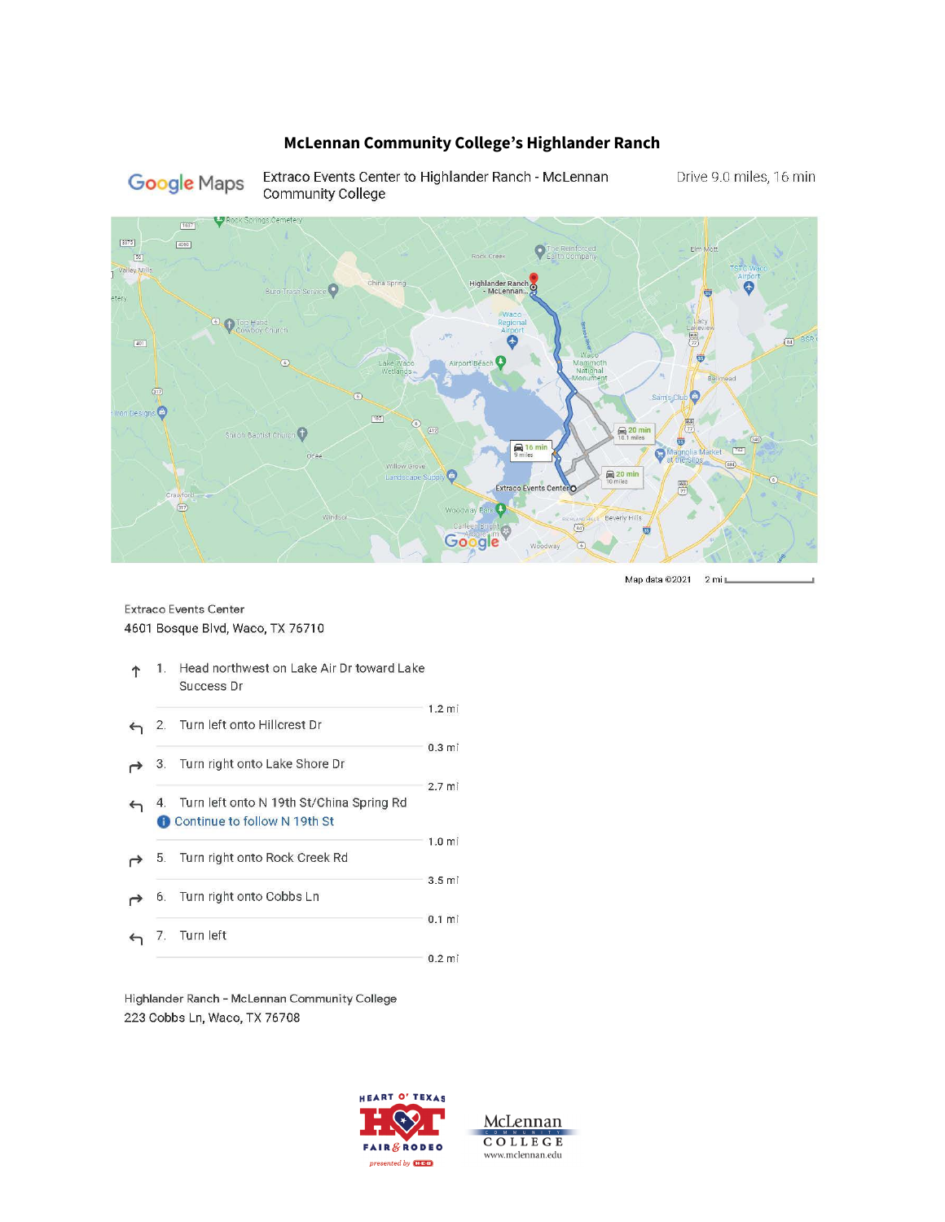# McLennan Community College's Highlander Ranch

Google Maps — Extraco Events Center to Highlander Ranch - McLennan Community College — Drive 9.0 miles, 16 min

Map data ©2021 2 mi

Extraco Events Center
4601 Bosque Blvd, Waco, TX 76710

1. Head northwest on Lake Air Dr toward Lake Success Dr — 1.2 mi
2. Turn left onto Hillcrest Dr — 0.3 mi
3. Turn right onto Lake Shore Dr — 2.7 mi
4. Turn left onto N 19th St/China Spring Rd
   - Continue to follow N 19th St — 1.0 mi
5. Turn right onto Rock Creek Rd — 3.5 mi
6. Turn right onto Cobbs Ln — 0.1 mi
7. Turn left — 0.2 mi

Highlander Ranch - McLennan Community College
223 Cobbs Ln, Waco, TX 76708

HEART O' TEXAS FAIR & RODEO presented by HEB

McLennan Community College
www.mclennan.edu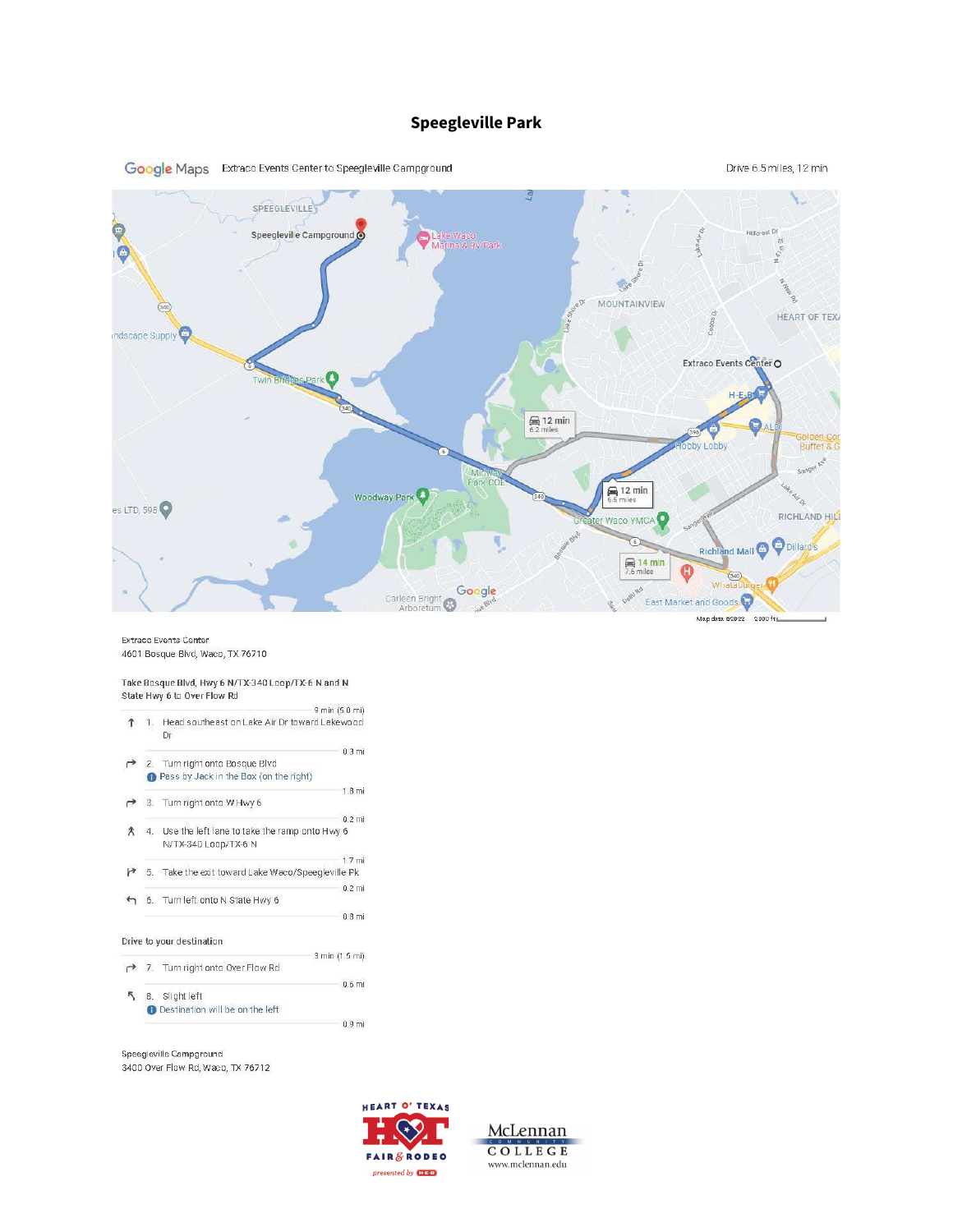# Speegleville Park

Google Maps   Extraco Events Center to Speegleville Campground   Drive 6.5 miles, 12 min

Extraco Events Center
4601 Bosque Blvd, Waco, TX 76710

Take Bosque Blvd, Hwy 6 N/TX-340 Loop/TX-6 N and N State Hwy 6 to Over Flow Rd

9 min (5.0 mi)

1. Head southeast on Lake Air Dr toward Lakewood Dr
   0.3 mi
2. Turn right onto Bosque Blvd
   Pass by Jack in the Box (on the right)
   1.8 mi
3. Turn right onto W Hwy 6
   0.2 mi
4. Use the left lane to take the ramp onto Hwy 6 N/TX-340 Loop/TX-6 N
   1.7 mi
5. Take the exit toward Lake Waco/Speegleville Pk
   0.2 mi
6. Turn left onto N State Hwy 6
   0.8 mi

Drive to your destination

3 min (1.5 mi)

7. Turn right onto Over Flow Rd
   0.6 mi
8. Slight left
   Destination will be on the left
   0.9 mi

Speegleville Campground
3400 Over Flow Rd, Waco, TX 76712

HEART O' TEXAS FAIR & RODEO presented by HEB

McLennan Community College
www.mclennan.edu